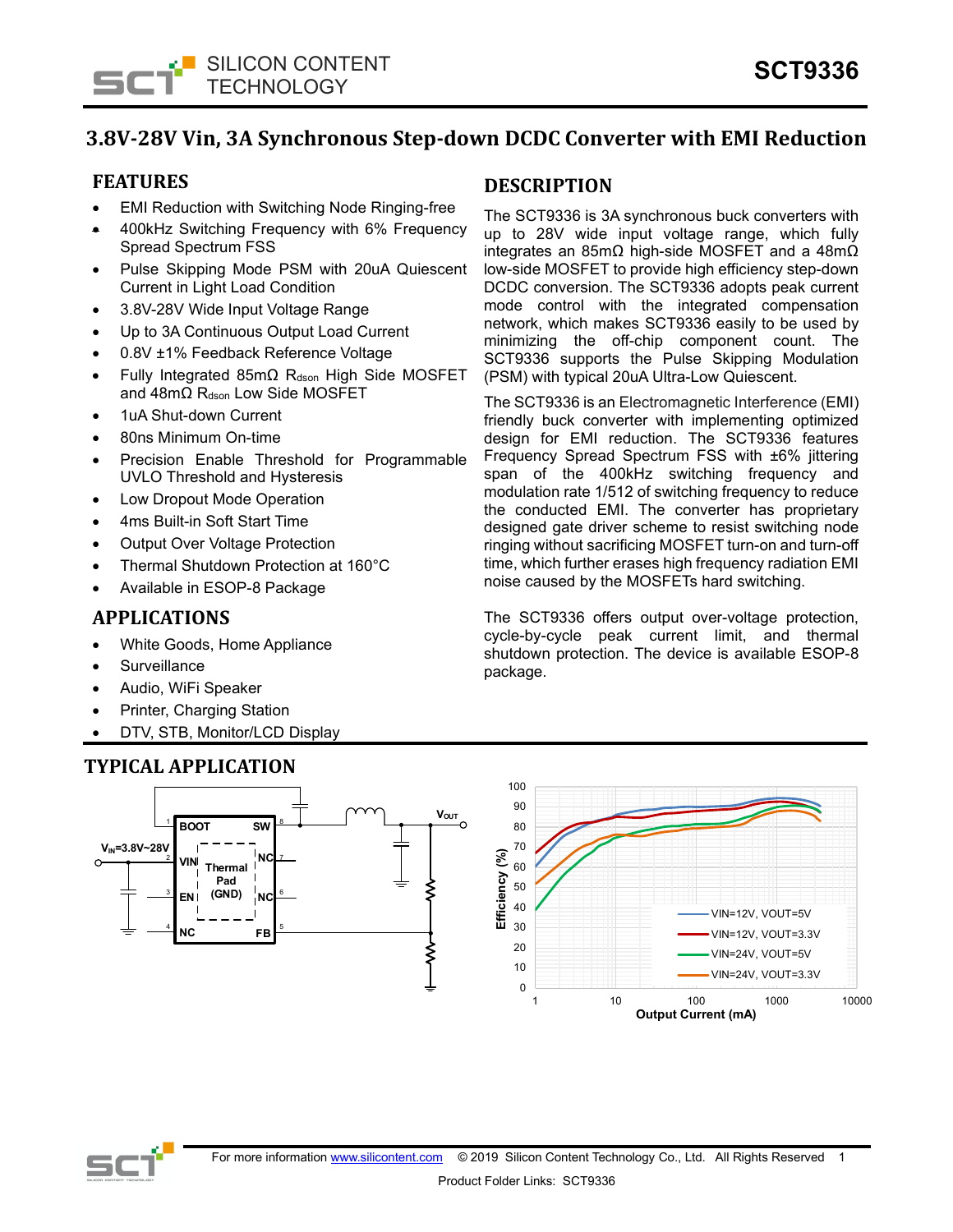# 3.8V-28V Vin, 3A Synchronous Step-down DCDC Converter with EMI Reduction

## FEATURES

- EMI Reduction with Switching Node Ringing-free
- 400kHz Switching Frequency with 6% Frequency Spread Spectrum FSS
- Pulse Skipping Mode PSM with 20uA Quiescent Current in Light Load Condition
- 3.8V-28V Wide Input Voltage Range
- Up to 3A Continuous Output Load Current
- 0.8V ±1% Feedback Reference Voltage
- Fully Integrated 85mΩ $R_{dson}$ High Side MOSFET and 48mΩ $R_{dson}$ Low Side MOSFET
- 1uA Shut-down Current
- 80ns Minimum On-time
- Precision Enable Threshold for Programmable UVLO Threshold and Hysteresis
- Low Dropout Mode Operation
- 4ms Built-in Soft Start Time
- Output Over Voltage Protection
- Thermal Shutdown Protection at 160°C
- Available in ESOP-8 Package

## APPLICATIONS

- White Goods, Home Appliance
- Surveillance
- Audio, WiFi Speaker
- Printer, Charging Station
- DTV, STB, Monitor/LCD Display

## DESCRIPTION

The SCT9336 is 3A synchronous buck converters with up to 28V wide input voltage range, which fully integrates an 85mΩ high-side MOSFET and a 48mΩ low-side MOSFET to provide high efficiency step-down DCDC conversion. The SCT9336 adopts peak current mode control with the integrated compensation network, which makes SCT9336 easily to be used by minimizing the off-chip component count. The SCT9336 supports the Pulse Skipping Modulation (PSM) with typical 20uA Ultra-Low Quiescent.

The SCT9336 is an Electromagnetic Interference (EMI) friendly buck converter with implementing optimized design for EMI reduction. The SCT9336 features Frequency Spread Spectrum FSS with ±6% jittering span of the 400kHz switching frequency and modulation rate 1/512 of switching frequency to reduce the conducted EMI. The converter has proprietary designed gate driver scheme to resist switching node ringing without sacrificing MOSFET turn-on and turn-off time, which further erases high frequency radiation EMI noise caused by the MOSFETs hard switching.

The SCT9336 offers output over-voltage protection, cycle-by-cycle peak current limit, and thermal shutdown protection. The device is available ESOP-8 package.

## TYPICAL APPLICATION

$V_{IN}$=3.8V~28V, $V_{OUT}$

Pins: 1 BOOT, 2 VIN, 3 EN, 4 NC, 5 FB, 6 NC, 7 NC, 8 SW, Thermal Pad (GND)

Efficiency (%) vs Output Current (mA): VIN=12V, VOUT=5V; VIN=12V, VOUT=3.3V; VIN=24V, VOUT=5V; VIN=24V, VOUT=3.3V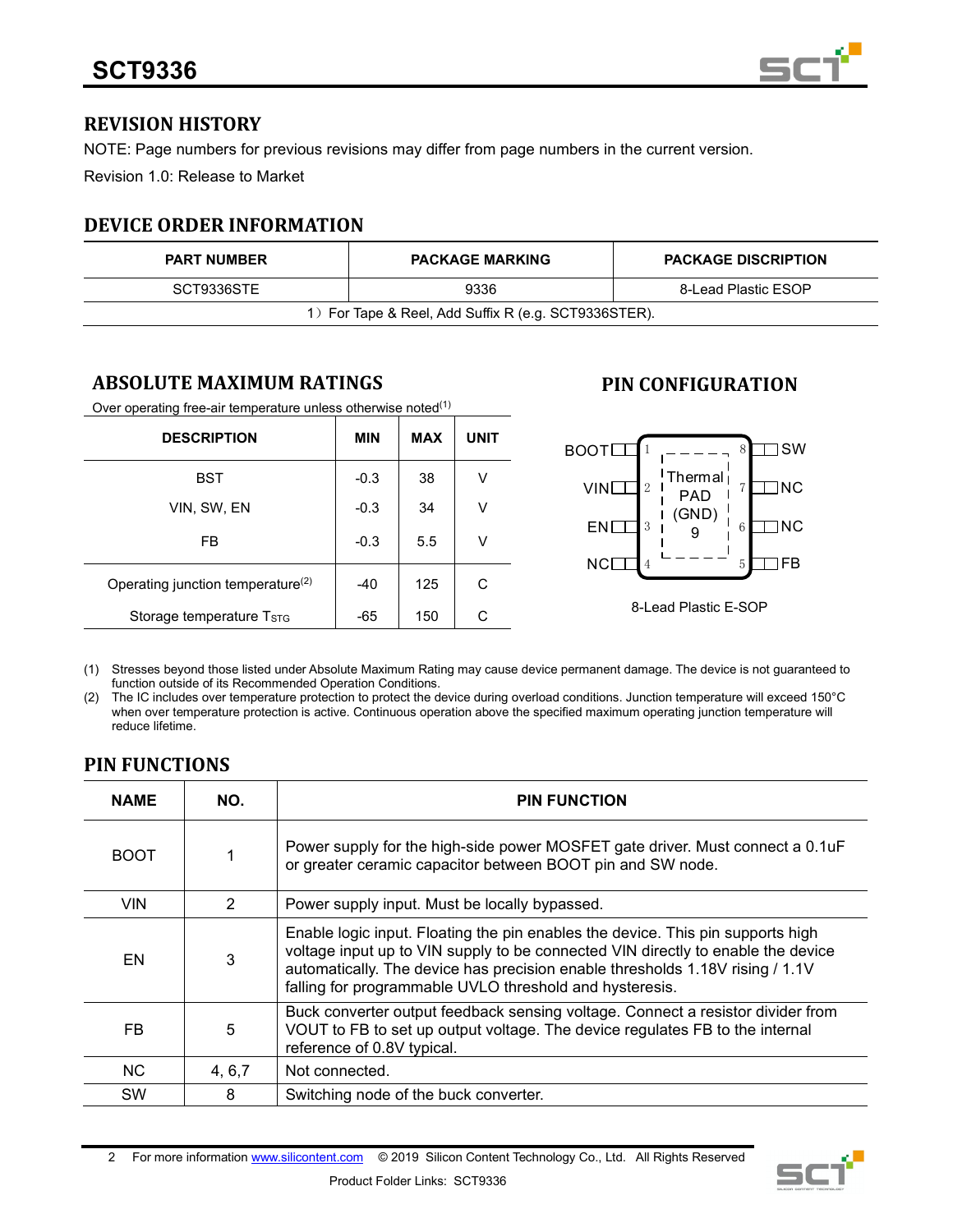## REVISION HISTORY

NOTE: Page numbers for previous revisions may differ from page numbers in the current version.

Revision 1.0: Release to Market

## DEVICE ORDER INFORMATION

| PART NUMBER | PACKAGE MARKING | PACKAGE DISCRIPTION |
|---|---|---|
| SCT9336STE | 9336 | 8-Lead Plastic ESOP |

1）For Tape & Reel, Add Suffix R (e.g. SCT9336STER).

## ABSOLUTE MAXIMUM RATINGS

Over operating free-air temperature unless otherwise noted(1)

| DESCRIPTION | MIN | MAX | UNIT |
|---|---|---|---|
| BST | -0.3 | 38 | V |
| VIN, SW, EN | -0.3 | 34 | V |
| FB | -0.3 | 5.5 | V |
| Operating junction temperature(2) | -40 | 125 | C |
| Storage temperature $T_{STG}$ | -65 | 150 | C |

## PIN CONFIGURATION

| Pin | Name | | Pin | Name |
|---|---|---|---|---|
| 1 | BOOT | Thermal PAD (GND) 9 | 8 | SW |
| 2 | VIN | | 7 | NC |
| 3 | EN | | 6 | NC |
| 4 | NC | | 5 | FB |

8-Lead Plastic E-SOP

(1) Stresses beyond those listed under Absolute Maximum Rating may cause device permanent damage. The device is not guaranteed to function outside of its Recommended Operation Conditions.

(2) The IC includes over temperature protection to protect the device during overload conditions. Junction temperature will exceed 150°C when over temperature protection is active. Continuous operation above the specified maximum operating junction temperature will reduce lifetime.

## PIN FUNCTIONS

| NAME | NO. | PIN FUNCTION |
|---|---|---|
| BOOT | 1 | Power supply for the high-side power MOSFET gate driver. Must connect a 0.1uF or greater ceramic capacitor between BOOT pin and SW node. |
| VIN | 2 | Power supply input. Must be locally bypassed. |
| EN | 3 | Enable logic input. Floating the pin enables the device. This pin supports high voltage input up to VIN supply to be connected VIN directly to enable the device automatically. The device has precision enable thresholds 1.18V rising / 1.1V falling for programmable UVLO threshold and hysteresis. |
| FB | 5 | Buck converter output feedback sensing voltage. Connect a resistor divider from VOUT to FB to set up output voltage. The device regulates FB to the internal reference of 0.8V typical. |
| NC | 4, 6,7 | Not connected. |
| SW | 8 | Switching node of the buck converter. |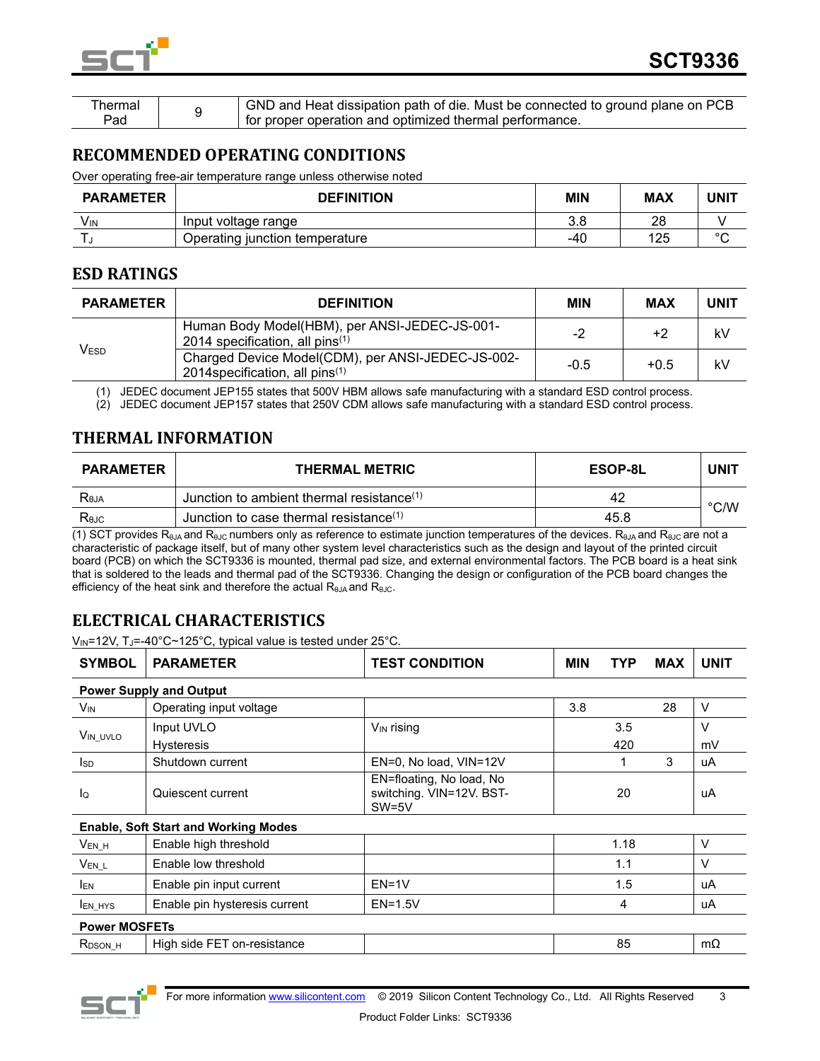| Thermal Pad | 9 | GND and Heat dissipation path of die. Must be connected to ground plane on PCB for proper operation and optimized thermal performance. |
|---|---|---|

## RECOMMENDED OPERATING CONDITIONS

Over operating free-air temperature range unless otherwise noted

| PARAMETER | DEFINITION | MIN | MAX | UNIT |
|---|---|---|---|---|
| $V_{IN}$ | Input voltage range | 3.8 | 28 | V |
| $T_J$ | Operating junction temperature | -40 | 125 | °C |

## ESD RATINGS

| PARAMETER | DEFINITION | MIN | MAX | UNIT |
|---|---|---|---|---|
| $V_{ESD}$ | Human Body Model(HBM), per ANSI-JEDEC-JS-001-2014 specification, all pins(1) | -2 | +2 | kV |
| | Charged Device Model(CDM), per ANSI-JEDEC-JS-002-2014specification, all pins(1) | -0.5 | +0.5 | kV |

(1) JEDEC document JEP155 states that 500V HBM allows safe manufacturing with a standard ESD control process.
(2) JEDEC document JEP157 states that 250V CDM allows safe manufacturing with a standard ESD control process.

## THERMAL INFORMATION

| PARAMETER | THERMAL METRIC | ESOP-8L | UNIT |
|---|---|---|---|
| $R_{\theta JA}$ | Junction to ambient thermal resistance(1) | 42 | °C/W |
| $R_{\theta JC}$ | Junction to case thermal resistance(1) | 45.8 | |

(1) SCT provides $R_{\theta JA}$ and $R_{\theta JC}$ numbers only as reference to estimate junction temperatures of the devices. $R_{\theta JA}$ and $R_{\theta JC}$ are not a characteristic of package itself, but of many other system level characteristics such as the design and layout of the printed circuit board (PCB) on which the SCT9336 is mounted, thermal pad size, and external environmental factors. The PCB board is a heat sink that is soldered to the leads and thermal pad of the SCT9336. Changing the design or configuration of the PCB board changes the efficiency of the heat sink and therefore the actual $R_{\theta JA}$ and $R_{\theta JC}$.

## ELECTRICAL CHARACTERISTICS

$V_{IN}$=12V, $T_J$=-40°C~125°C, typical value is tested under 25°C.

| SYMBOL | PARAMETER | TEST CONDITION | MIN | TYP | MAX | UNIT |
|---|---|---|---|---|---|---|
| **Power Supply and Output** | | | | | | |
| $V_{IN}$ | Operating input voltage | | 3.8 | | 28 | V |
| $V_{IN\_UVLO}$ | Input UVLO | $V_{IN}$ rising | | 3.5 | | V |
| | Hysteresis | | | 420 | | mV |
| $I_{SD}$ | Shutdown current | EN=0, No load, VIN=12V | | 1 | 3 | uA |
| $I_Q$ | Quiescent current | EN=floating, No load, No switching. VIN=12V. BST-SW=5V | | 20 | | uA |
| **Enable, Soft Start and Working Modes** | | | | | | |
| $V_{EN\_H}$ | Enable high threshold | | | 1.18 | | V |
| $V_{EN\_L}$ | Enable low threshold | | | 1.1 | | V |
| $I_{EN}$ | Enable pin input current | EN=1V | | 1.5 | | uA |
| $I_{EN\_HYS}$ | Enable pin hysteresis current | EN=1.5V | | 4 | | uA |
| **Power MOSFETs** | | | | | | |
| $R_{DSON\_H}$ | High side FET on-resistance | | | 85 | | mΩ |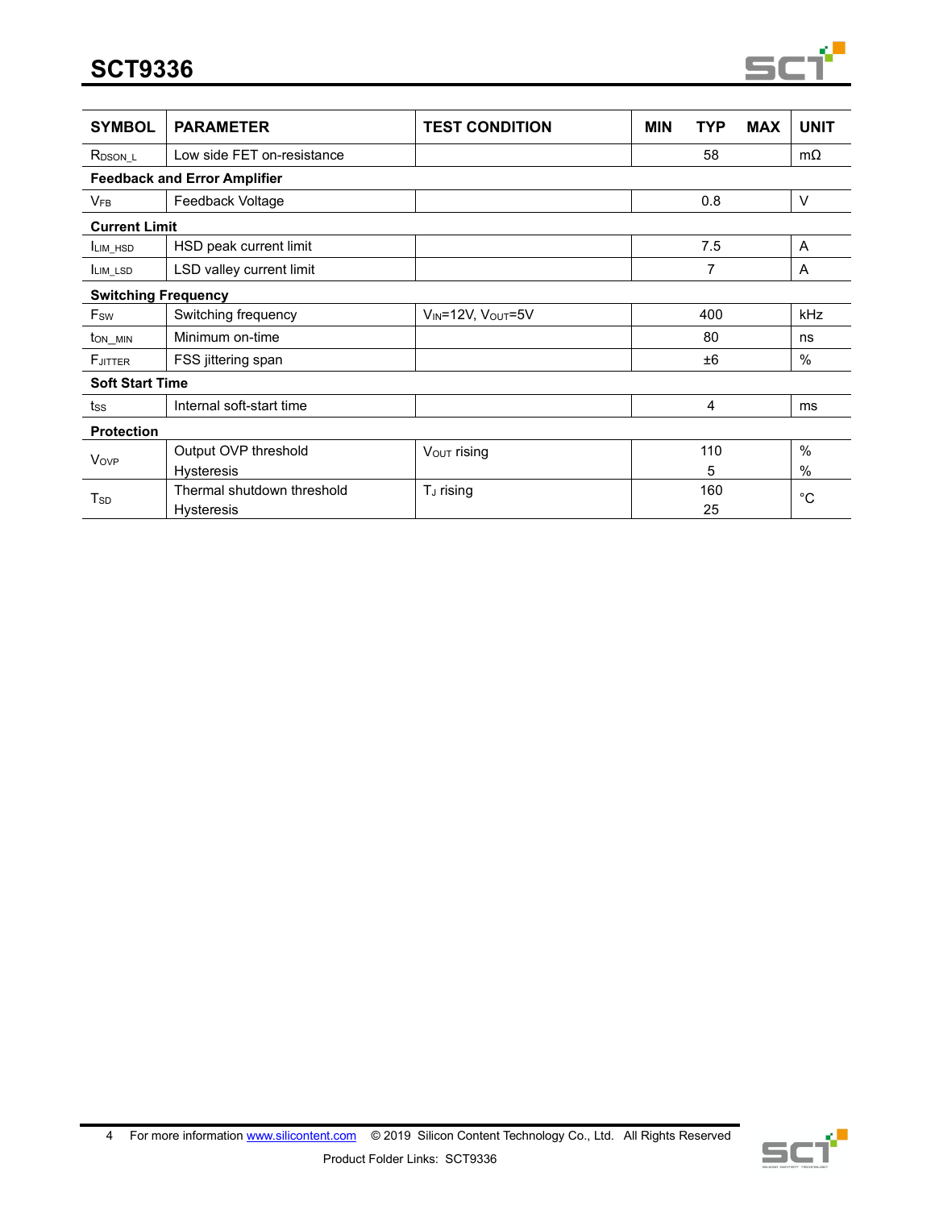| SYMBOL | PARAMETER | TEST CONDITION | MIN | TYP | MAX | UNIT |
|---|---|---|---|---|---|---|
| $R_{DSON\_L}$ | Low side FET on-resistance | | | 58 | | mΩ |
| **Feedback and Error Amplifier** | | | | | | |
| $V_{FB}$ | Feedback Voltage | | | 0.8 | | V |
| **Current Limit** | | | | | | |
| $I_{LIM\_HSD}$ | HSD peak current limit | | | 7.5 | | A |
| $I_{LIM\_LSD}$ | LSD valley current limit | | | 7 | | A |
| **Switching Frequency** | | | | | | |
| $F_{SW}$ | Switching frequency | $V_{IN}$=12V, $V_{OUT}$=5V | | 400 | | kHz |
| $t_{ON\_MIN}$ | Minimum on-time | | | 80 | | ns |
| $F_{JITTER}$ | FSS jittering span | | | ±6 | | % |
| **Soft Start Time** | | | | | | |
| $t_{SS}$ | Internal soft-start time | | | 4 | | ms |
| **Protection** | | | | | | |
| $V_{OVP}$ | Output OVP threshold<br>Hysteresis | $V_{OUT}$ rising | | 110<br>5 | | %<br>% |
| $T_{SD}$ | Thermal shutdown threshold<br>Hysteresis | $T_J$ rising | | 160<br>25 | | °C |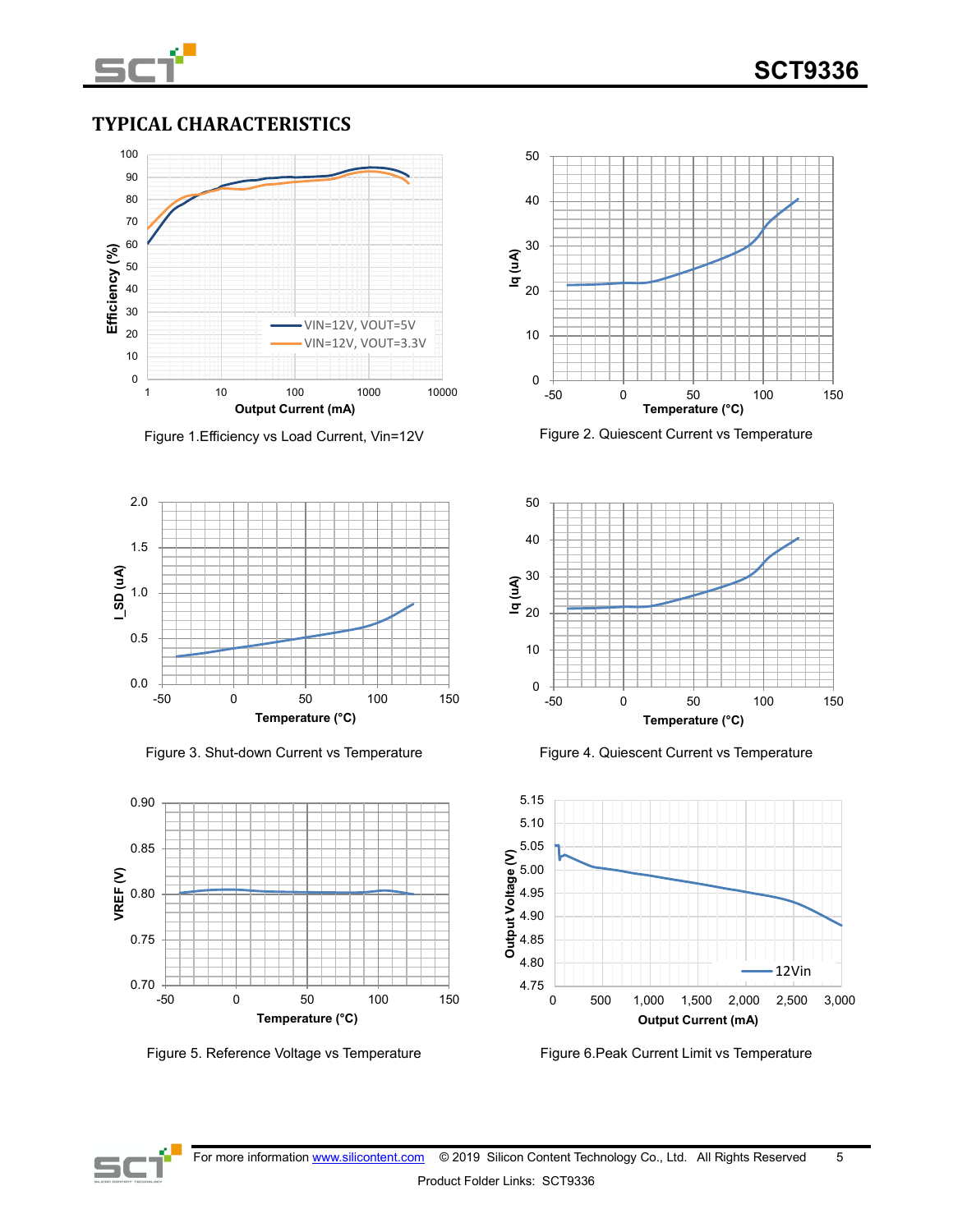## TYPICAL CHARACTERISTICS

Figure 1.Efficiency vs Load Current, Vin=12V

Figure 2. Quiescent Current vs Temperature

Figure 3. Shut-down Current vs Temperature

Figure 4. Quiescent Current vs Temperature

Figure 5. Reference Voltage vs Temperature

Figure 6.Peak Current Limit vs Temperature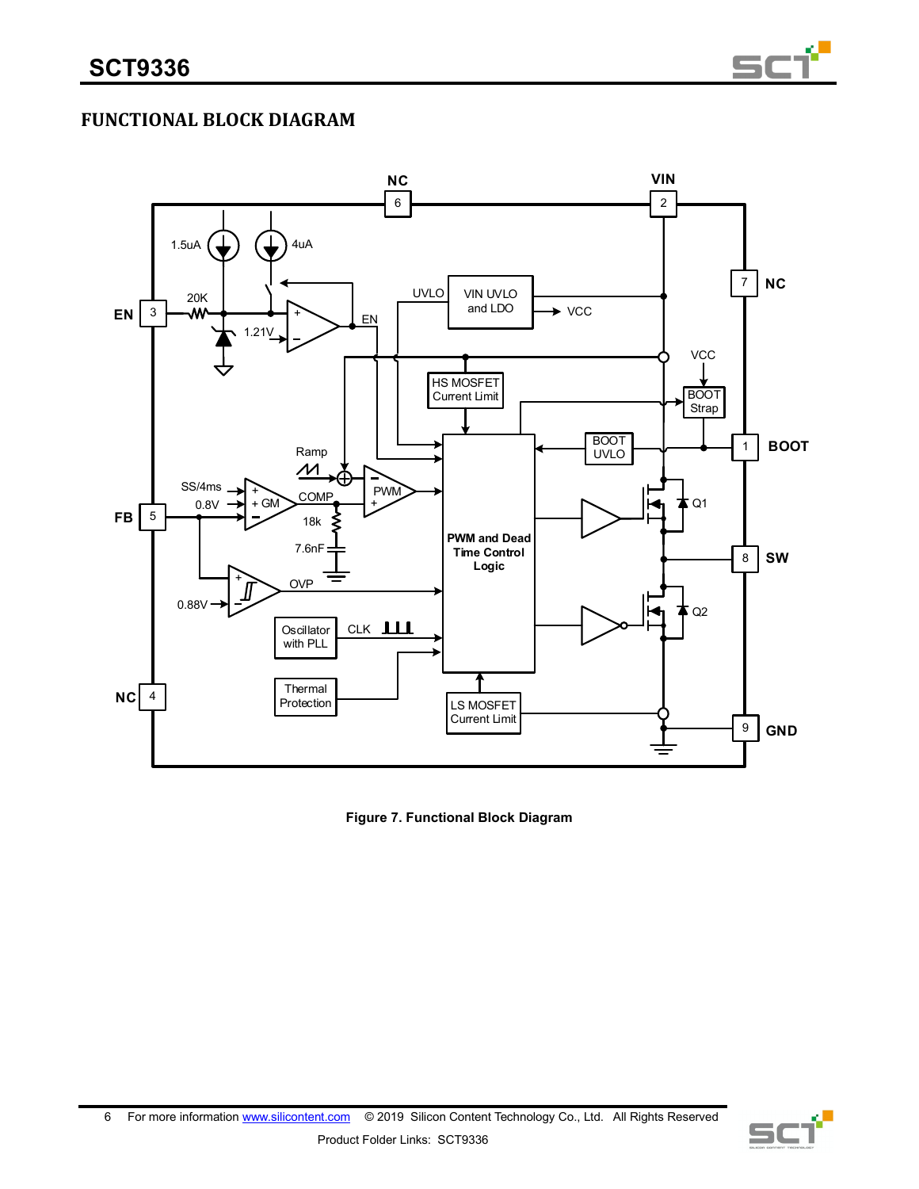## FUNCTIONAL BLOCK DIAGRAM

**Figure 7. Functional Block Diagram**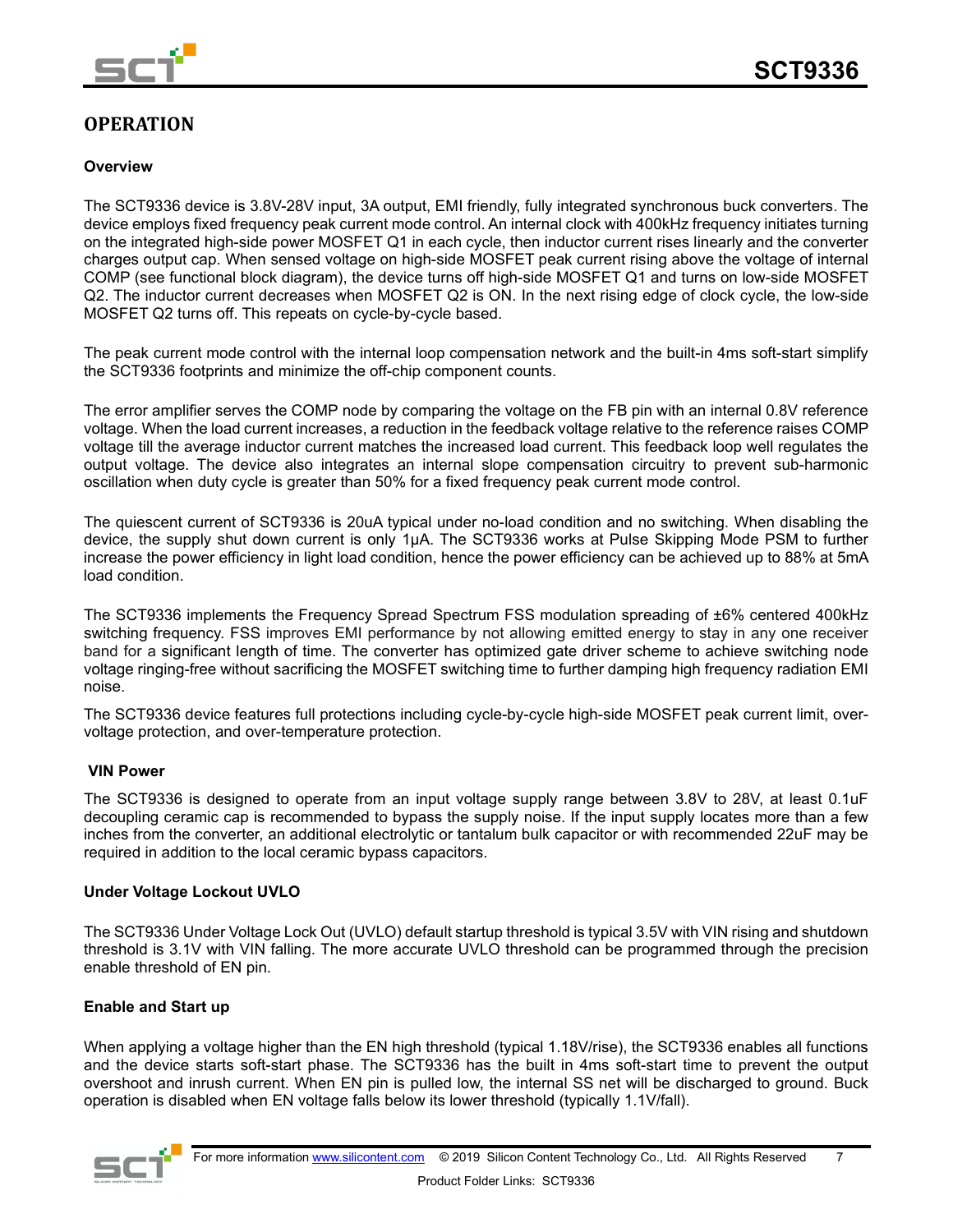## OPERATION

### Overview

The SCT9336 device is 3.8V-28V input, 3A output, EMI friendly, fully integrated synchronous buck converters. The device employs fixed frequency peak current mode control. An internal clock with 400kHz frequency initiates turning on the integrated high-side power MOSFET Q1 in each cycle, then inductor current rises linearly and the converter charges output cap. When sensed voltage on high-side MOSFET peak current rising above the voltage of internal COMP (see functional block diagram), the device turns off high-side MOSFET Q1 and turns on low-side MOSFET Q2. The inductor current decreases when MOSFET Q2 is ON. In the next rising edge of clock cycle, the low-side MOSFET Q2 turns off. This repeats on cycle-by-cycle based.

The peak current mode control with the internal loop compensation network and the built-in 4ms soft-start simplify the SCT9336 footprints and minimize the off-chip component counts.

The error amplifier serves the COMP node by comparing the voltage on the FB pin with an internal 0.8V reference voltage. When the load current increases, a reduction in the feedback voltage relative to the reference raises COMP voltage till the average inductor current matches the increased load current. This feedback loop well regulates the output voltage. The device also integrates an internal slope compensation circuitry to prevent sub-harmonic oscillation when duty cycle is greater than 50% for a fixed frequency peak current mode control.

The quiescent current of SCT9336 is 20uA typical under no-load condition and no switching. When disabling the device, the supply shut down current is only 1μA. The SCT9336 works at Pulse Skipping Mode PSM to further increase the power efficiency in light load condition, hence the power efficiency can be achieved up to 88% at 5mA load condition.

The SCT9336 implements the Frequency Spread Spectrum FSS modulation spreading of ±6% centered 400kHz switching frequency. FSS improves EMI performance by not allowing emitted energy to stay in any one receiver band for a significant length of time. The converter has optimized gate driver scheme to achieve switching node voltage ringing-free without sacrificing the MOSFET switching time to further damping high frequency radiation EMI noise.

The SCT9336 device features full protections including cycle-by-cycle high-side MOSFET peak current limit, over-voltage protection, and over-temperature protection.

### VIN Power

The SCT9336 is designed to operate from an input voltage supply range between 3.8V to 28V, at least 0.1uF decoupling ceramic cap is recommended to bypass the supply noise. If the input supply locates more than a few inches from the converter, an additional electrolytic or tantalum bulk capacitor or with recommended 22uF may be required in addition to the local ceramic bypass capacitors.

### Under Voltage Lockout UVLO

The SCT9336 Under Voltage Lock Out (UVLO) default startup threshold is typical 3.5V with VIN rising and shutdown threshold is 3.1V with VIN falling. The more accurate UVLO threshold can be programmed through the precision enable threshold of EN pin.

### Enable and Start up

When applying a voltage higher than the EN high threshold (typical 1.18V/rise), the SCT9336 enables all functions and the device starts soft-start phase. The SCT9336 has the built in 4ms soft-start time to prevent the output overshoot and inrush current. When EN pin is pulled low, the internal SS net will be discharged to ground. Buck operation is disabled when EN voltage falls below its lower threshold (typically 1.1V/fall).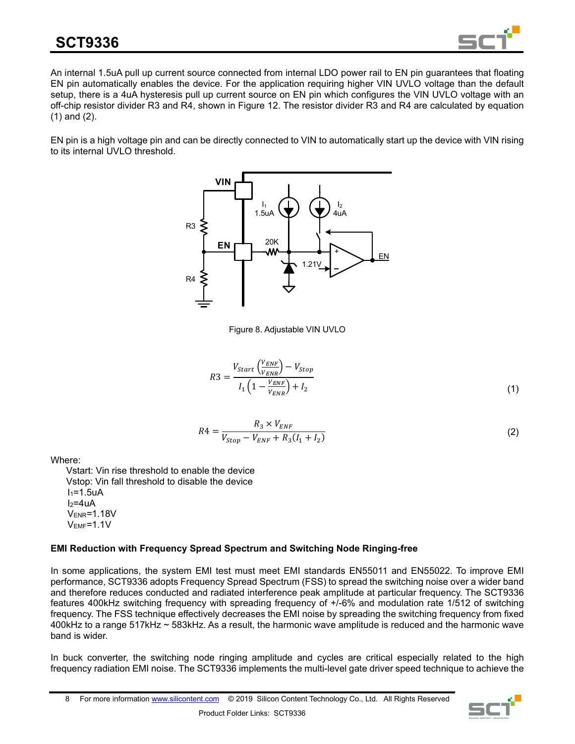An internal 1.5uA pull up current source connected from internal LDO power rail to EN pin guarantees that floating EN pin automatically enables the device. For the application requiring higher VIN UVLO voltage than the default setup, there is a 4uA hysteresis pull up current source on EN pin which configures the VIN UVLO voltage with an off-chip resistor divider R3 and R4, shown in Figure 12. The resistor divider R3 and R4 are calculated by equation (1) and (2).

EN pin is a high voltage pin and can be directly connected to VIN to automatically start up the device with VIN rising to its internal UVLO threshold.

Figure 8. Adjustable VIN UVLO

$$R3 = \frac{V_{Start}\left(\frac{V_{ENF}}{V_{ENR}}\right) - V_{Stop}}{I_1\left(1 - \frac{V_{ENF}}{V_{ENR}}\right) + I_2} \tag{1}$$

$$R4 = \frac{R_3 \times V_{ENF}}{V_{Stop} - V_{ENF} + R_3(I_1 + I_2)} \tag{2}$$

Where:

- Vstart: Vin rise threshold to enable the device
- Vstop: Vin fall threshold to disable the device
- $I_1$=1.5uA
- $I_2$=4uA
- $V_{ENR}$=1.18V
- $V_{EMF}$=1.1V

**EMI Reduction with Frequency Spread Spectrum and Switching Node Ringing-free**

In some applications, the system EMI test must meet EMI standards EN55011 and EN55022. To improve EMI performance, SCT9336 adopts Frequency Spread Spectrum (FSS) to spread the switching noise over a wider band and therefore reduces conducted and radiated interference peak amplitude at particular frequency. The SCT9336 features 400kHz switching frequency with spreading frequency of +/-6% and modulation rate 1/512 of switching frequency. The FSS technique effectively decreases the EMI noise by spreading the switching frequency from fixed 400kHz to a range 517kHz ~ 583kHz. As a result, the harmonic wave amplitude is reduced and the harmonic wave band is wider.

In buck converter, the switching node ringing amplitude and cycles are critical especially related to the high frequency radiation EMI noise. The SCT9336 implements the multi-level gate driver speed technique to achieve the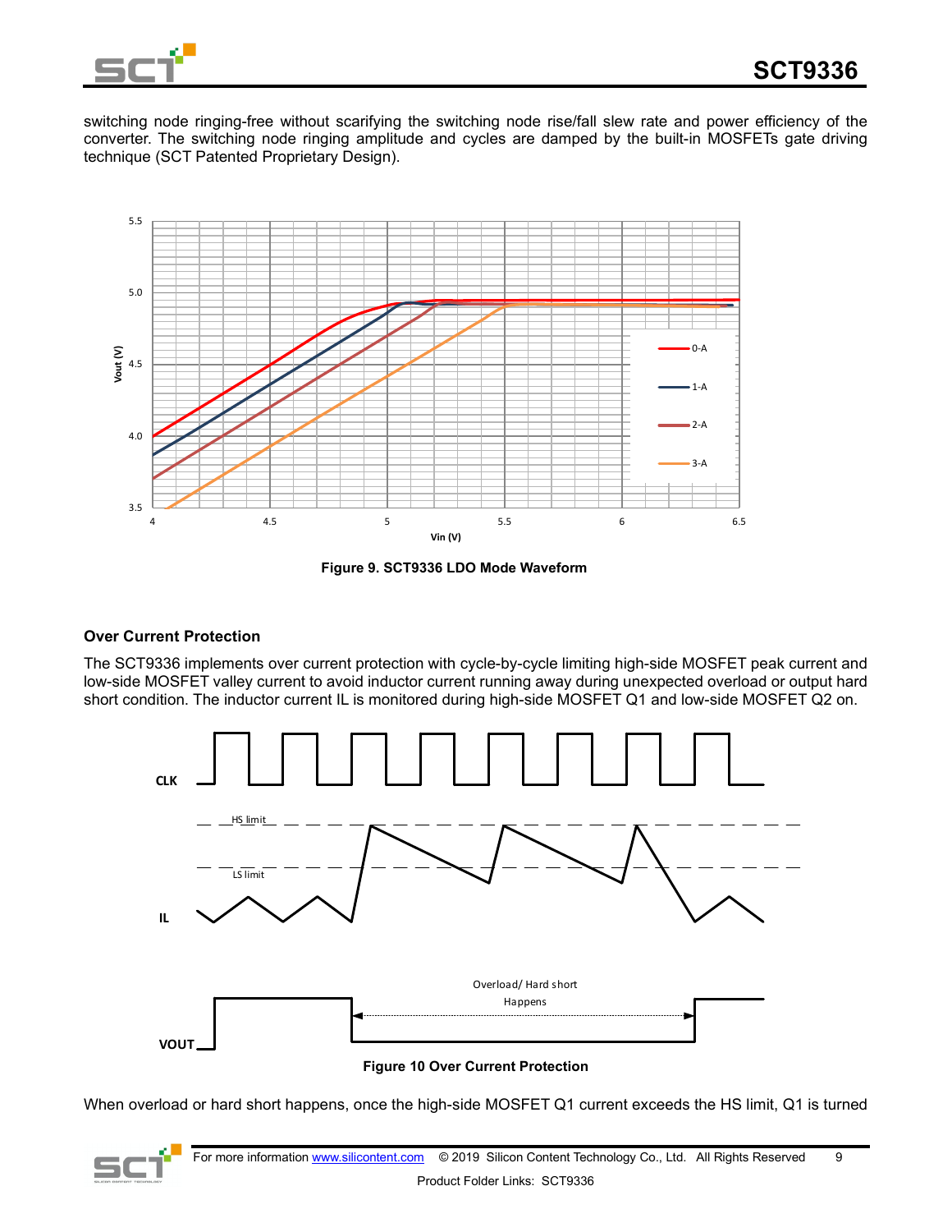switching node ringing-free without scarifying the switching node rise/fall slew rate and power efficiency of the converter. The switching node ringing amplitude and cycles are damped by the built-in MOSFETs gate driving technique (SCT Patented Proprietary Design).

**Figure 9. SCT9336 LDO Mode Waveform**

### Over Current Protection

The SCT9336 implements over current protection with cycle-by-cycle limiting high-side MOSFET peak current and low-side MOSFET valley current to avoid inductor current running away during unexpected overload or output hard short condition. The inductor current IL is monitored during high-side MOSFET Q1 and low-side MOSFET Q2 on.

**Figure 10 Over Current Protection**

When overload or hard short happens, once the high-side MOSFET Q1 current exceeds the HS limit, Q1 is turned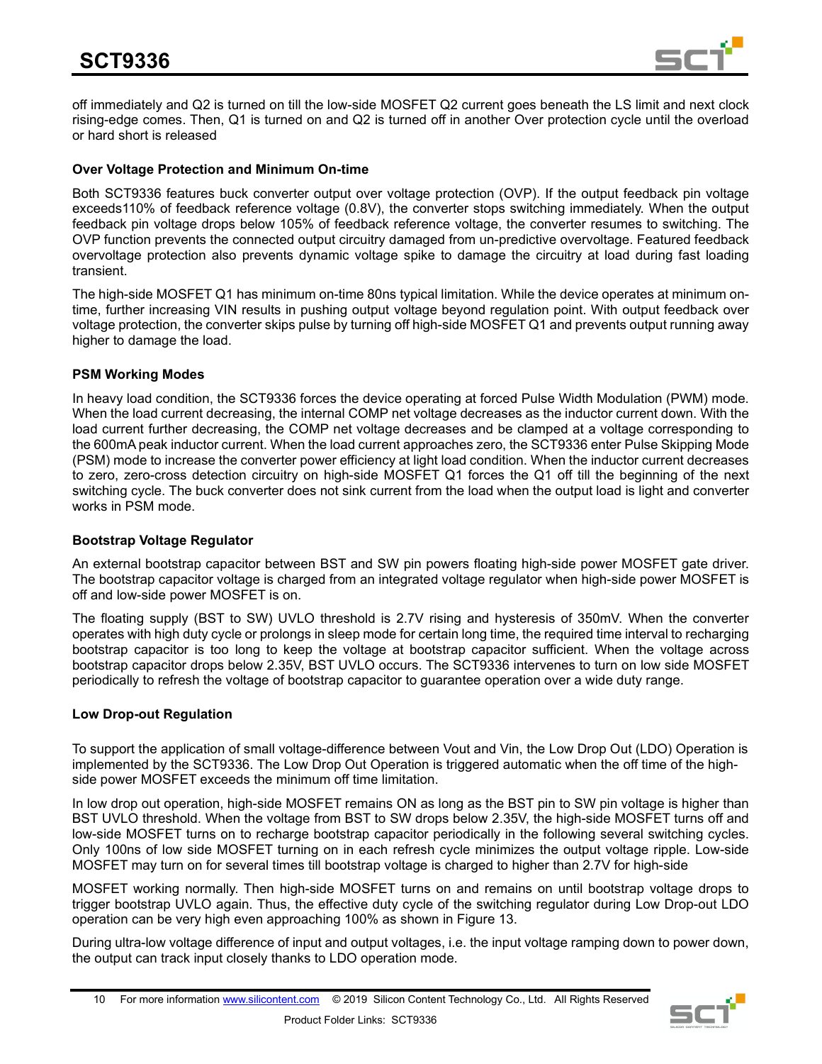off immediately and Q2 is turned on till the low-side MOSFET Q2 current goes beneath the LS limit and next clock rising-edge comes. Then, Q1 is turned on and Q2 is turned off in another Over protection cycle until the overload or hard short is released

**Over Voltage Protection and Minimum On-time**

Both SCT9336 features buck converter output over voltage protection (OVP). If the output feedback pin voltage exceeds110% of feedback reference voltage (0.8V), the converter stops switching immediately. When the output feedback pin voltage drops below 105% of feedback reference voltage, the converter resumes to switching. The OVP function prevents the connected output circuitry damaged from un-predictive overvoltage. Featured feedback overvoltage protection also prevents dynamic voltage spike to damage the circuitry at load during fast loading transient.

The high-side MOSFET Q1 has minimum on-time 80ns typical limitation. While the device operates at minimum on-time, further increasing VIN results in pushing output voltage beyond regulation point. With output feedback over voltage protection, the converter skips pulse by turning off high-side MOSFET Q1 and prevents output running away higher to damage the load.

**PSM Working Modes**

In heavy load condition, the SCT9336 forces the device operating at forced Pulse Width Modulation (PWM) mode. When the load current decreasing, the internal COMP net voltage decreases as the inductor current down. With the load current further decreasing, the COMP net voltage decreases and be clamped at a voltage corresponding to the 600mA peak inductor current. When the load current approaches zero, the SCT9336 enter Pulse Skipping Mode (PSM) mode to increase the converter power efficiency at light load condition. When the inductor current decreases to zero, zero-cross detection circuitry on high-side MOSFET Q1 forces the Q1 off till the beginning of the next switching cycle. The buck converter does not sink current from the load when the output load is light and converter works in PSM mode.

**Bootstrap Voltage Regulator**

An external bootstrap capacitor between BST and SW pin powers floating high-side power MOSFET gate driver. The bootstrap capacitor voltage is charged from an integrated voltage regulator when high-side power MOSFET is off and low-side power MOSFET is on.

The floating supply (BST to SW) UVLO threshold is 2.7V rising and hysteresis of 350mV. When the converter operates with high duty cycle or prolongs in sleep mode for certain long time, the required time interval to recharging bootstrap capacitor is too long to keep the voltage at bootstrap capacitor sufficient. When the voltage across bootstrap capacitor drops below 2.35V, BST UVLO occurs. The SCT9336 intervenes to turn on low side MOSFET periodically to refresh the voltage of bootstrap capacitor to guarantee operation over a wide duty range.

**Low Drop-out Regulation**

To support the application of small voltage-difference between Vout and Vin, the Low Drop Out (LDO) Operation is implemented by the SCT9336. The Low Drop Out Operation is triggered automatic when the off time of the high-side power MOSFET exceeds the minimum off time limitation.

In low drop out operation, high-side MOSFET remains ON as long as the BST pin to SW pin voltage is higher than BST UVLO threshold. When the voltage from BST to SW drops below 2.35V, the high-side MOSFET turns off and low-side MOSFET turns on to recharge bootstrap capacitor periodically in the following several switching cycles. Only 100ns of low side MOSFET turning on in each refresh cycle minimizes the output voltage ripple. Low-side MOSFET may turn on for several times till bootstrap voltage is charged to higher than 2.7V for high-side

MOSFET working normally. Then high-side MOSFET turns on and remains on until bootstrap voltage drops to trigger bootstrap UVLO again. Thus, the effective duty cycle of the switching regulator during Low Drop-out LDO operation can be very high even approaching 100% as shown in Figure 13.

During ultra-low voltage difference of input and output voltages, i.e. the input voltage ramping down to power down, the output can track input closely thanks to LDO operation mode.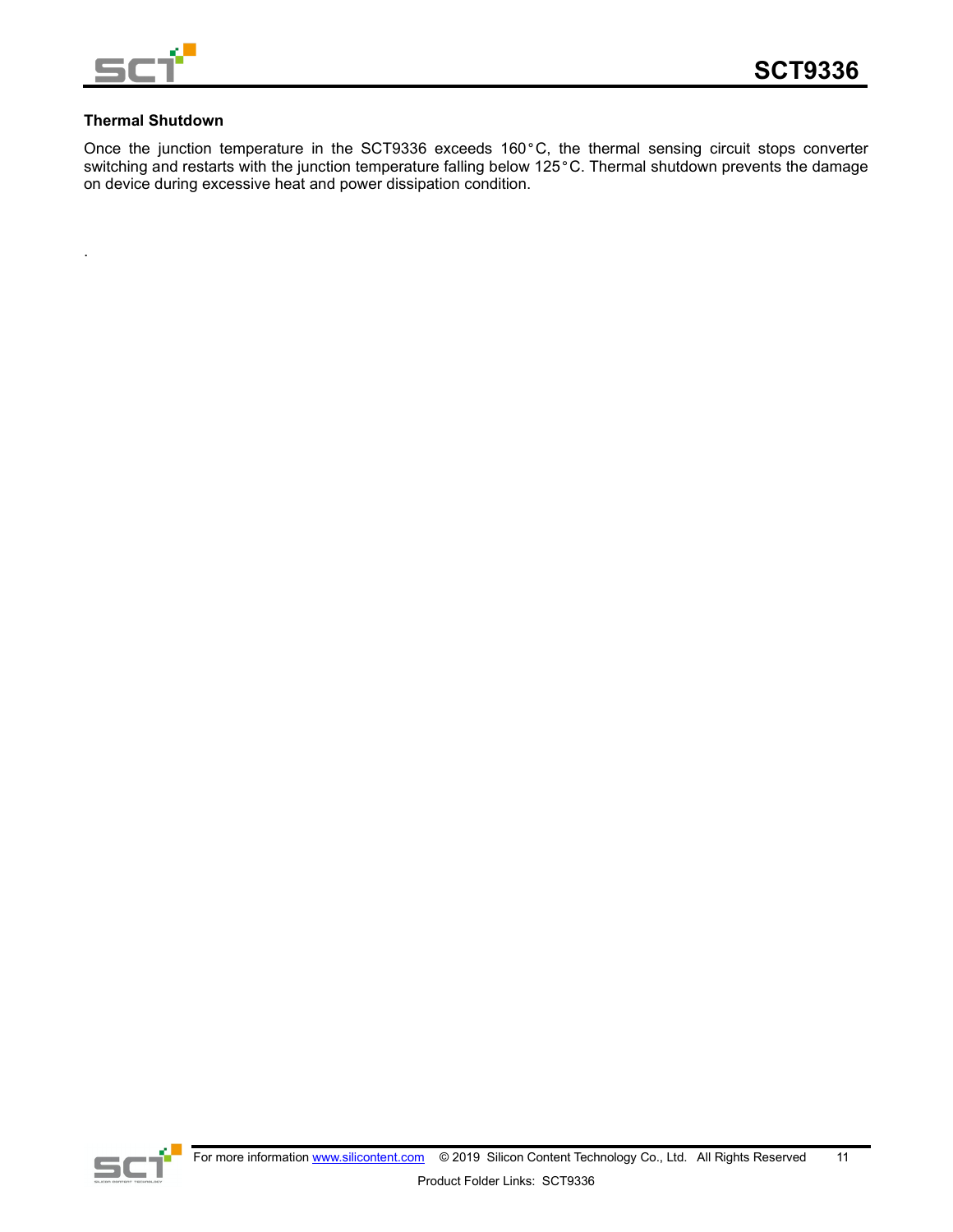### Thermal Shutdown

Once the junction temperature in the SCT9336 exceeds 160°C, the thermal sensing circuit stops converter switching and restarts with the junction temperature falling below 125°C. Thermal shutdown prevents the damage on device during excessive heat and power dissipation condition.

.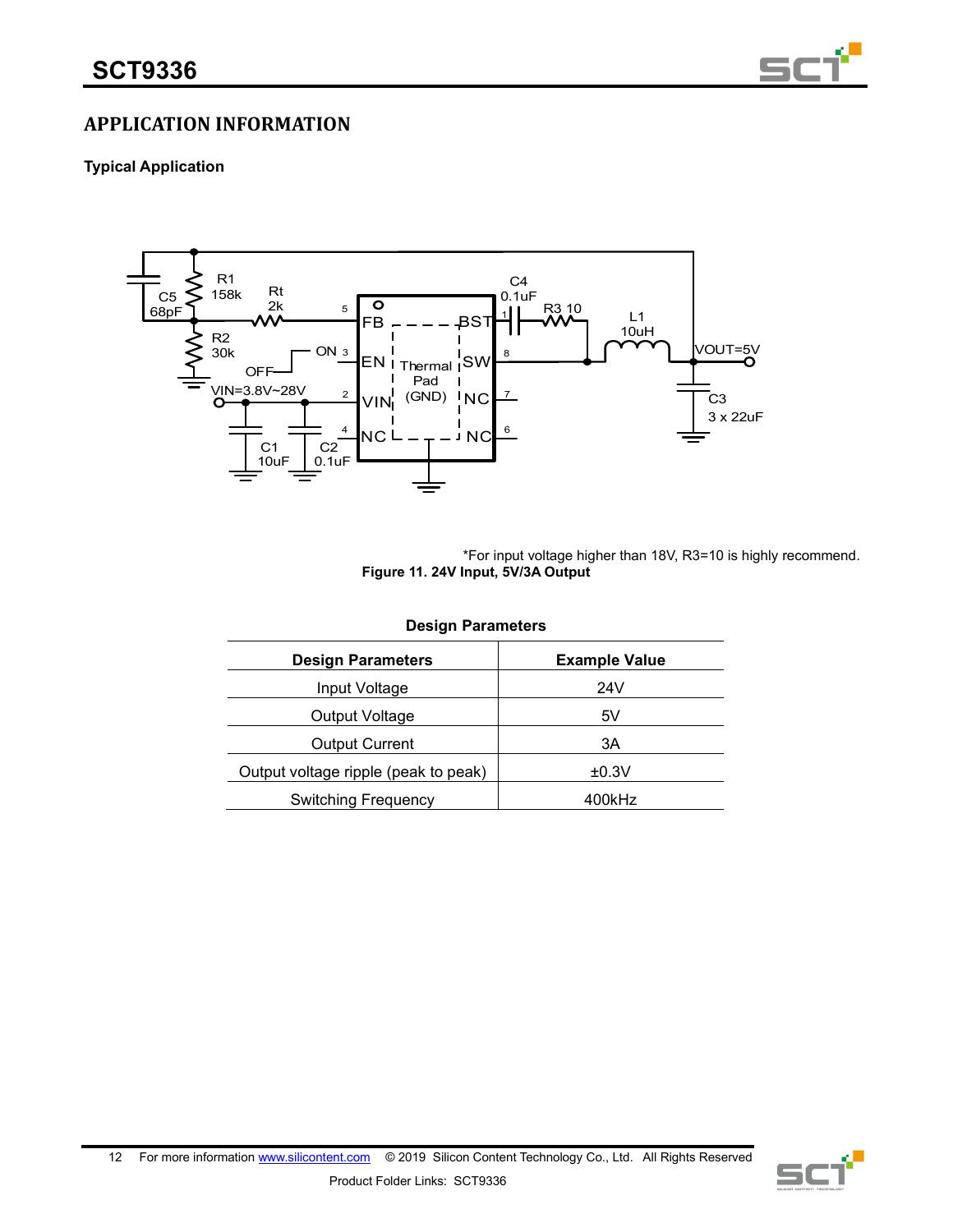## APPLICATION INFORMATION

### Typical Application

*For input voltage higher than 18V, R3=10 is highly recommend.

**Figure 11. 24V Input, 5V/3A Output**

**Design Parameters**

| Design Parameters | Example Value |
|---|---|
| Input Voltage | 24V |
| Output Voltage | 5V |
| Output Current | 3A |
| Output voltage ripple (peak to peak) | ±0.3V |
| Switching Frequency | 400kHz |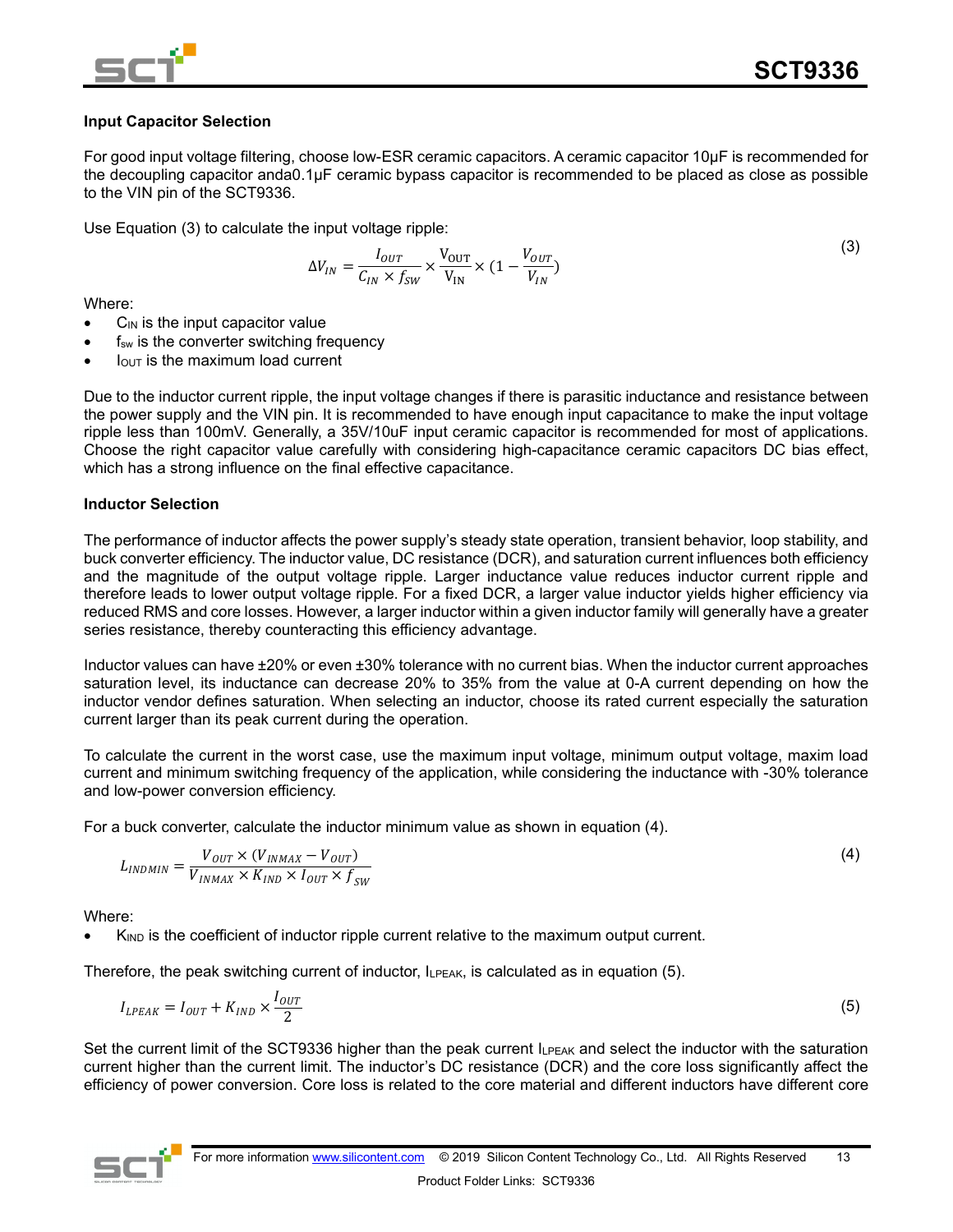### Input Capacitor Selection

For good input voltage filtering, choose low-ESR ceramic capacitors. A ceramic capacitor 10μF is recommended for the decoupling capacitor anda0.1μF ceramic bypass capacitor is recommended to be placed as close as possible to the VIN pin of the SCT9336.

Use Equation (3) to calculate the input voltage ripple:

$$\Delta V_{IN} = \frac{I_{OUT}}{C_{IN} \times f_{SW}} \times \frac{V_{OUT}}{V_{IN}} \times (1 - \frac{V_{OUT}}{V_{IN}}) \tag{3}$$

Where:

- $C_{IN}$ is the input capacitor value
- $f_{sw}$ is the converter switching frequency
- $I_{OUT}$ is the maximum load current

Due to the inductor current ripple, the input voltage changes if there is parasitic inductance and resistance between the power supply and the VIN pin. It is recommended to have enough input capacitance to make the input voltage ripple less than 100mV. Generally, a 35V/10uF input ceramic capacitor is recommended for most of applications. Choose the right capacitor value carefully with considering high-capacitance ceramic capacitors DC bias effect, which has a strong influence on the final effective capacitance.

### Inductor Selection

The performance of inductor affects the power supply's steady state operation, transient behavior, loop stability, and buck converter efficiency. The inductor value, DC resistance (DCR), and saturation current influences both efficiency and the magnitude of the output voltage ripple. Larger inductance value reduces inductor current ripple and therefore leads to lower output voltage ripple. For a fixed DCR, a larger value inductor yields higher efficiency via reduced RMS and core losses. However, a larger inductor within a given inductor family will generally have a greater series resistance, thereby counteracting this efficiency advantage.

Inductor values can have ±20% or even ±30% tolerance with no current bias. When the inductor current approaches saturation level, its inductance can decrease 20% to 35% from the value at 0-A current depending on how the inductor vendor defines saturation. When selecting an inductor, choose its rated current especially the saturation current larger than its peak current during the operation.

To calculate the current in the worst case, use the maximum input voltage, minimum output voltage, maxim load current and minimum switching frequency of the application, while considering the inductance with -30% tolerance and low-power conversion efficiency.

For a buck converter, calculate the inductor minimum value as shown in equation (4).

$$L_{INDMIN} = \frac{V_{OUT} \times (V_{INMAX} - V_{OUT})}{V_{INMAX} \times K_{IND} \times I_{OUT} \times f_{SW}} \tag{4}$$

Where:

- $K_{IND}$ is the coefficient of inductor ripple current relative to the maximum output current.

Therefore, the peak switching current of inductor, $I_{LPEAK}$, is calculated as in equation (5).

$$I_{LPEAK} = I_{OUT} + K_{IND} \times \frac{I_{OUT}}{2} \tag{5}$$

Set the current limit of the SCT9336 higher than the peak current $I_{LPEAK}$ and select the inductor with the saturation current higher than the current limit. The inductor's DC resistance (DCR) and the core loss significantly affect the efficiency of power conversion. Core loss is related to the core material and different inductors have different core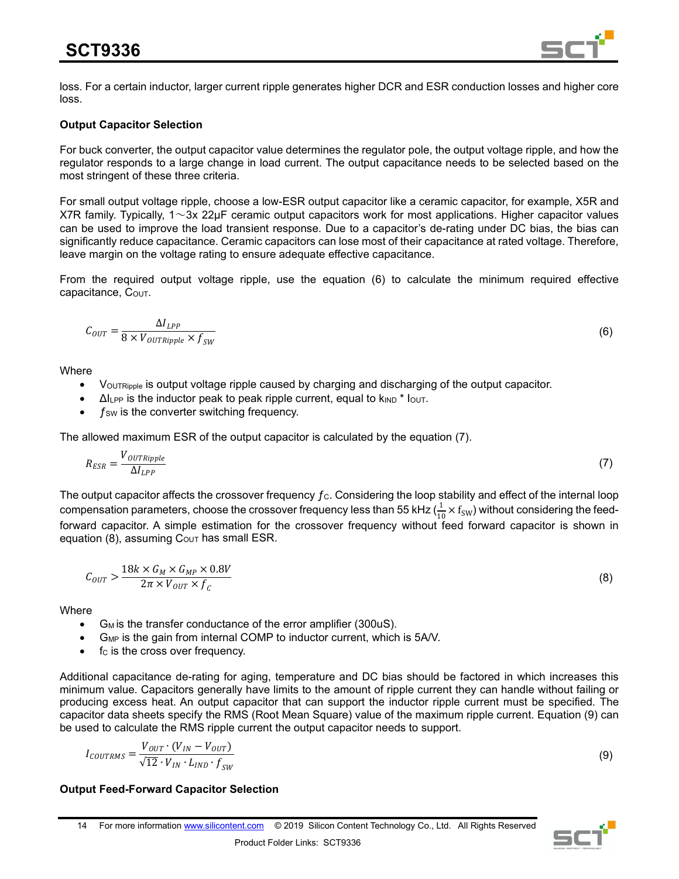loss. For a certain inductor, larger current ripple generates higher DCR and ESR conduction losses and higher core loss.

**Output Capacitor Selection**

For buck converter, the output capacitor value determines the regulator pole, the output voltage ripple, and how the regulator responds to a large change in load current. The output capacitance needs to be selected based on the most stringent of these three criteria.

For small output voltage ripple, choose a low-ESR output capacitor like a ceramic capacitor, for example, X5R and X7R family. Typically, 1～3x 22μF ceramic output capacitors work for most applications. Higher capacitor values can be used to improve the load transient response. Due to a capacitor's de-rating under DC bias, the bias can significantly reduce capacitance. Ceramic capacitors can lose most of their capacitance at rated voltage. Therefore, leave margin on the voltage rating to ensure adequate effective capacitance.

From the required output voltage ripple, use the equation (6) to calculate the minimum required effective capacitance, $C_{OUT}$.

$$C_{OUT} = \frac{\Delta I_{LPP}}{8 \times V_{OUTRipple} \times f_{SW}} \tag{6}$$

Where

- $V_{OUTRipple}$ is output voltage ripple caused by charging and discharging of the output capacitor.
- $\Delta I_{LPP}$ is the inductor peak to peak ripple current, equal to $k_{IND}$ * $I_{OUT}$.
- $f_{SW}$ is the converter switching frequency.

The allowed maximum ESR of the output capacitor is calculated by the equation (7).

$$R_{ESR} = \frac{V_{OUTRipple}}{\Delta I_{LPP}} \tag{7}$$

The output capacitor affects the crossover frequency $f_C$. Considering the loop stability and effect of the internal loop compensation parameters, choose the crossover frequency less than 55 kHz ($\frac{1}{10} \times f_{SW}$) without considering the feed-forward capacitor. A simple estimation for the crossover frequency without feed forward capacitor is shown in equation (8), assuming $C_{OUT}$ has small ESR.

$$C_{OUT} > \frac{18k \times G_M \times G_{MP} \times 0.8V}{2\pi \times V_{OUT} \times f_C} \tag{8}$$

Where

- $G_M$ is the transfer conductance of the error amplifier (300uS).
- $G_{MP}$ is the gain from internal COMP to inductor current, which is 5A/V.
- $f_C$ is the cross over frequency.

Additional capacitance de-rating for aging, temperature and DC bias should be factored in which increases this minimum value. Capacitors generally have limits to the amount of ripple current they can handle without failing or producing excess heat. An output capacitor that can support the inductor ripple current must be specified. The capacitor data sheets specify the RMS (Root Mean Square) value of the maximum ripple current. Equation (9) can be used to calculate the RMS ripple current the output capacitor needs to support.

$$I_{COUTRMS} = \frac{V_{OUT} \cdot (V_{IN} - V_{OUT})}{\sqrt{12} \cdot V_{IN} \cdot L_{IND} \cdot f_{SW}} \tag{9}$$

**Output Feed-Forward Capacitor Selection**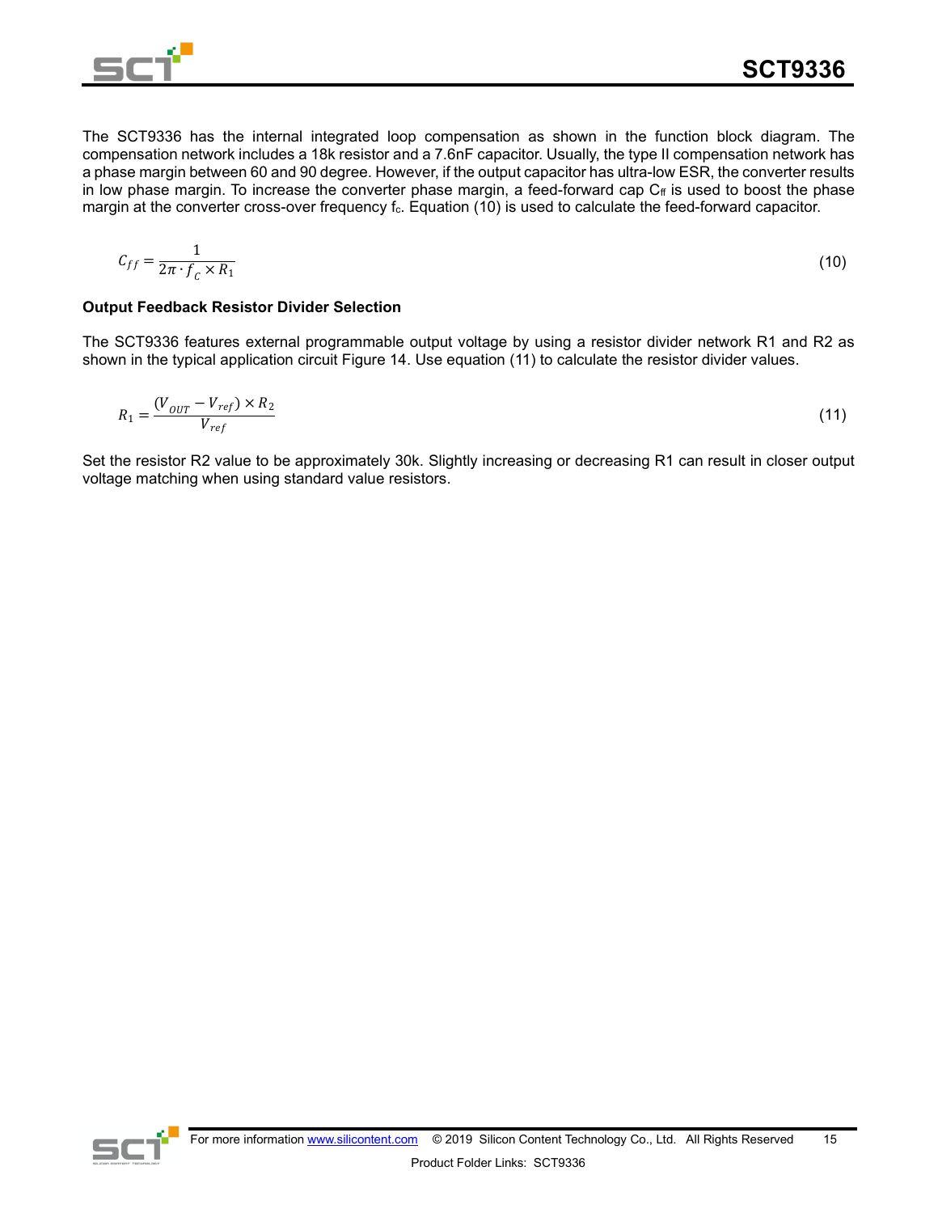The SCT9336 has the internal integrated loop compensation as shown in the function block diagram. The compensation network includes a 18k resistor and a 7.6nF capacitor. Usually, the type II compensation network has a phase margin between 60 and 90 degree. However, if the output capacitor has ultra-low ESR, the converter results in low phase margin. To increase the converter phase margin, a feed-forward cap $C_{ff}$ is used to boost the phase margin at the converter cross-over frequency $f_c$. Equation (10) is used to calculate the feed-forward capacitor.

$$C_{ff} = \frac{1}{2\pi \cdot f_C \times R_1} \tag{10}$$

### Output Feedback Resistor Divider Selection

The SCT9336 features external programmable output voltage by using a resistor divider network R1 and R2 as shown in the typical application circuit Figure 14. Use equation (11) to calculate the resistor divider values.

$$R_1 = \frac{(V_{OUT} - V_{ref}) \times R_2}{V_{ref}} \tag{11}$$

Set the resistor R2 value to be approximately 30k. Slightly increasing or decreasing R1 can result in closer output voltage matching when using standard value resistors.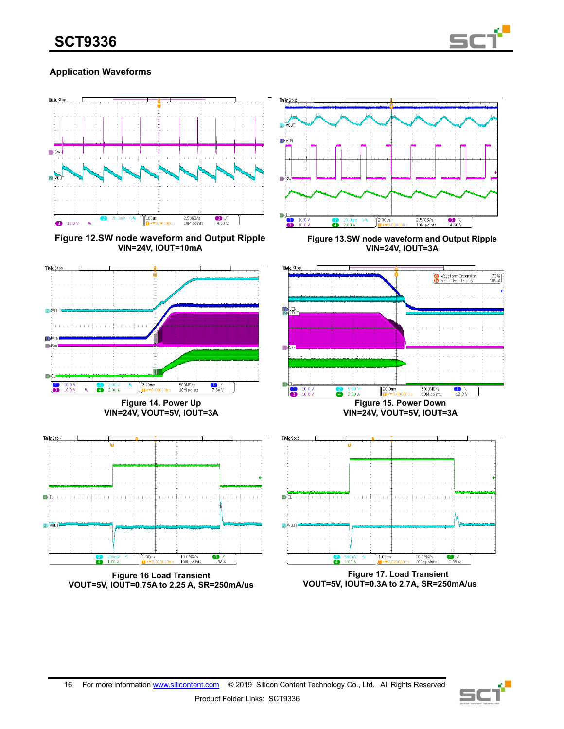## Application Waveforms

**Figure 12.SW node waveform and Output Ripple**
**VIN=24V, IOUT=10mA**

**Figure 13.SW node waveform and Output Ripple**
**VIN=24V, IOUT=3A**

**Figure 14. Power Up**
**VIN=24V, VOUT=5V, IOUT=3A**

**Figure 15. Power Down**
**VIN=24V, VOUT=5V, IOUT=3A**

**Figure 16 Load Transient**
**VOUT=5V, IOUT=0.75A to 2.25 A, SR=250mA/us**

**Figure 17. Load Transient**
**VOUT=5V, IOUT=0.3A to 2.7A, SR=250mA/us**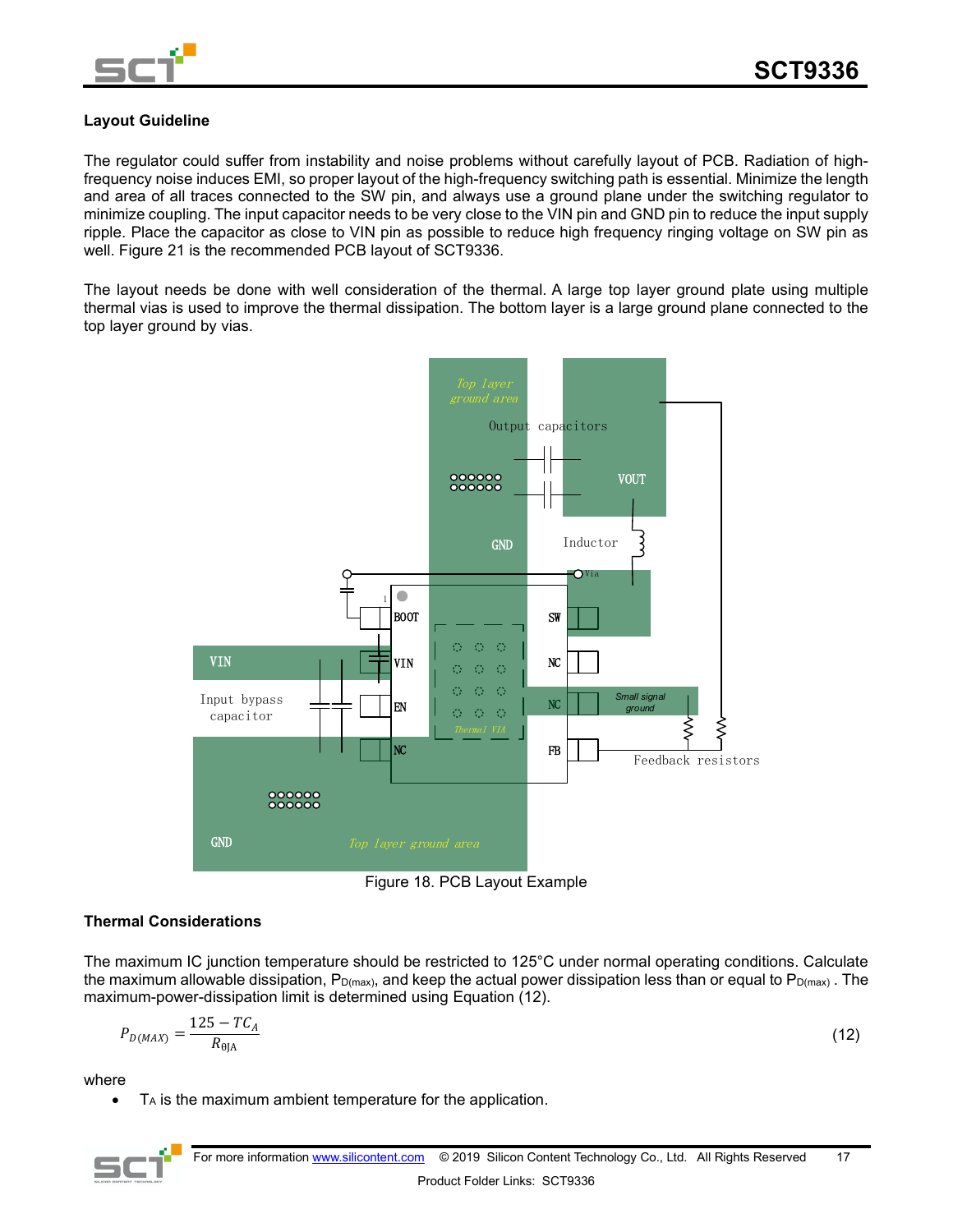### Layout Guideline

The regulator could suffer from instability and noise problems without carefully layout of PCB. Radiation of high-frequency noise induces EMI, so proper layout of the high-frequency switching path is essential. Minimize the length and area of all traces connected to the SW pin, and always use a ground plane under the switching regulator to minimize coupling. The input capacitor needs to be very close to the VIN pin and GND pin to reduce the input supply ripple. Place the capacitor as close to VIN pin as possible to reduce high frequency ringing voltage on SW pin as well. Figure 21 is the recommended PCB layout of SCT9336.

The layout needs be done with well consideration of the thermal. A large top layer ground plate using multiple thermal vias is used to improve the thermal dissipation. The bottom layer is a large ground plane connected to the top layer ground by vias.

Figure 18. PCB Layout Example

### Thermal Considerations

The maximum IC junction temperature should be restricted to 125°C under normal operating conditions. Calculate the maximum allowable dissipation, $P_{D(max)}$, and keep the actual power dissipation less than or equal to $P_{D(max)}$ . The maximum-power-dissipation limit is determined using Equation (12).

$$P_{D(MAX)} = \frac{125 - TC_A}{R_{\theta JA}} \tag{12}$$

where

- $T_A$ is the maximum ambient temperature for the application.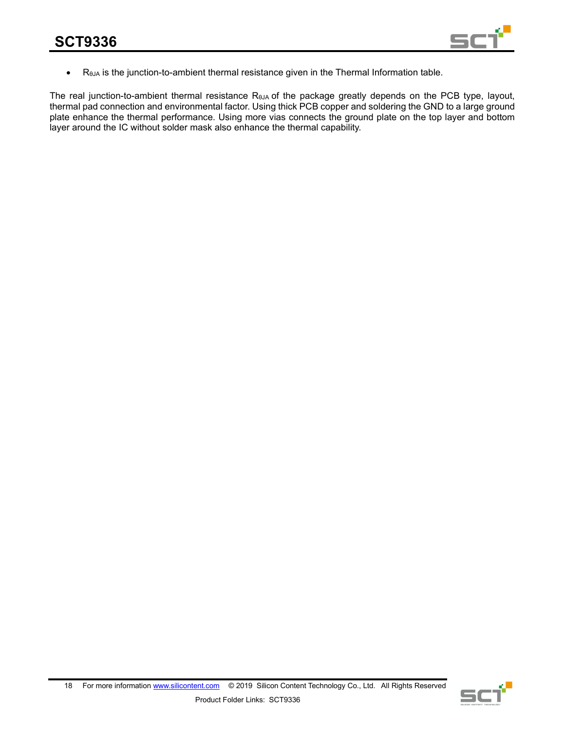- $R_{\theta JA}$ is the junction-to-ambient thermal resistance given in the Thermal Information table.

The real junction-to-ambient thermal resistance $R_{\theta JA}$ of the package greatly depends on the PCB type, layout, thermal pad connection and environmental factor. Using thick PCB copper and soldering the GND to a large ground plate enhance the thermal performance. Using more vias connects the ground plate on the top layer and bottom layer around the IC without solder mask also enhance the thermal capability.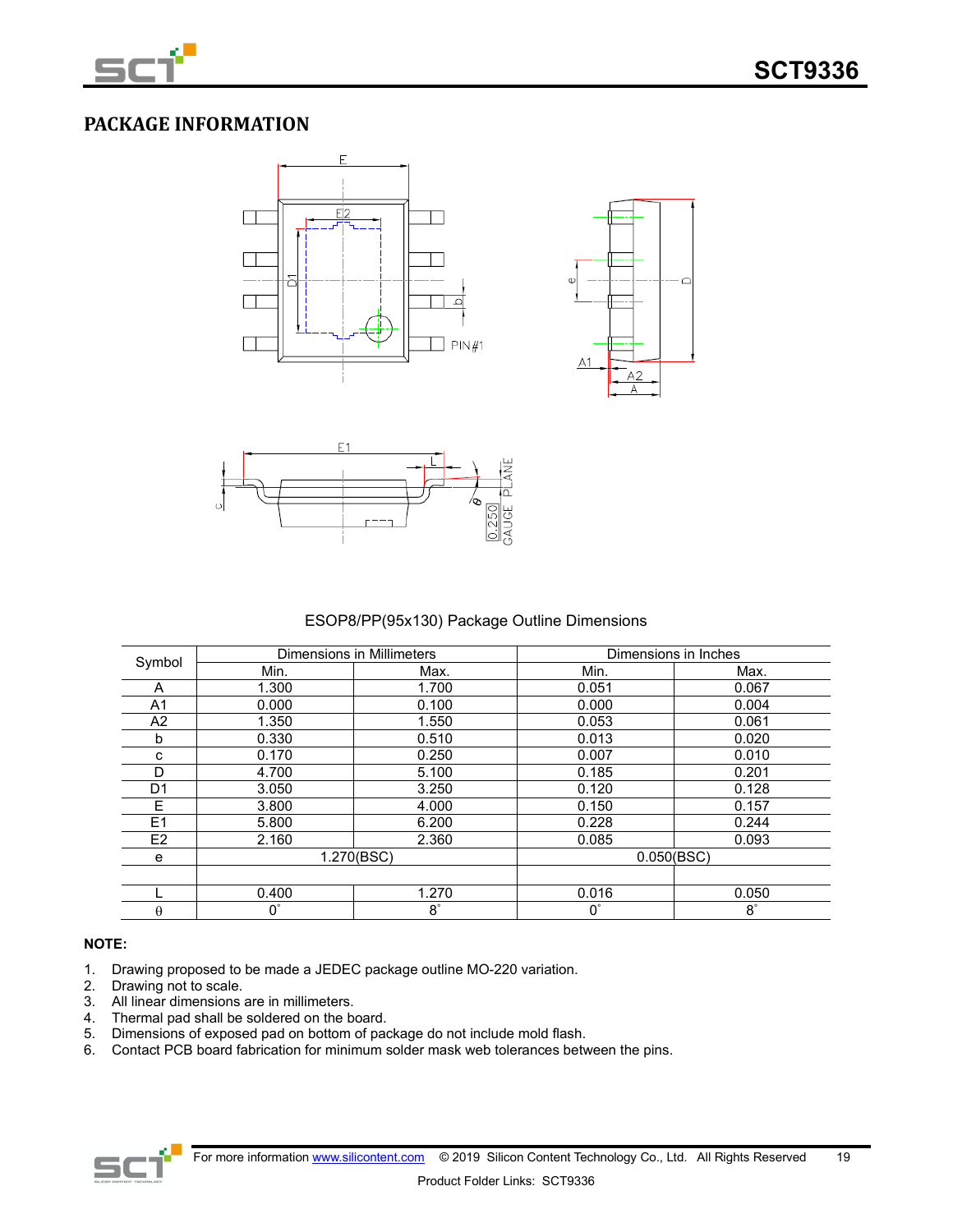## PACKAGE INFORMATION

ESOP8/PP(95x130) Package Outline Dimensions

| Symbol | Dimensions in Millimeters | | Dimensions in Inches | |
|---|---|---|---|---|
| | Min. | Max. | Min. | Max. |
| A | 1.300 | 1.700 | 0.051 | 0.067 |
| A1 | 0.000 | 0.100 | 0.000 | 0.004 |
| A2 | 1.350 | 1.550 | 0.053 | 0.061 |
| b | 0.330 | 0.510 | 0.013 | 0.020 |
| c | 0.170 | 0.250 | 0.007 | 0.010 |
| D | 4.700 | 5.100 | 0.185 | 0.201 |
| D1 | 3.050 | 3.250 | 0.120 | 0.128 |
| E | 3.800 | 4.000 | 0.150 | 0.157 |
| E1 | 5.800 | 6.200 | 0.228 | 0.244 |
| E2 | 2.160 | 2.360 | 0.085 | 0.093 |
| e | 1.270(BSC) | | 0.050(BSC) | |
| | | | | |
| L | 0.400 | 1.270 | 0.016 | 0.050 |
| θ | 0° | 8° | 0° | 8° |

**NOTE:**

1. Drawing proposed to be made a JEDEC package outline MO-220 variation.
2. Drawing not to scale.
3. All linear dimensions are in millimeters.
4. Thermal pad shall be soldered on the board.
5. Dimensions of exposed pad on bottom of package do not include mold flash.
6. Contact PCB board fabrication for minimum solder mask web tolerances between the pins.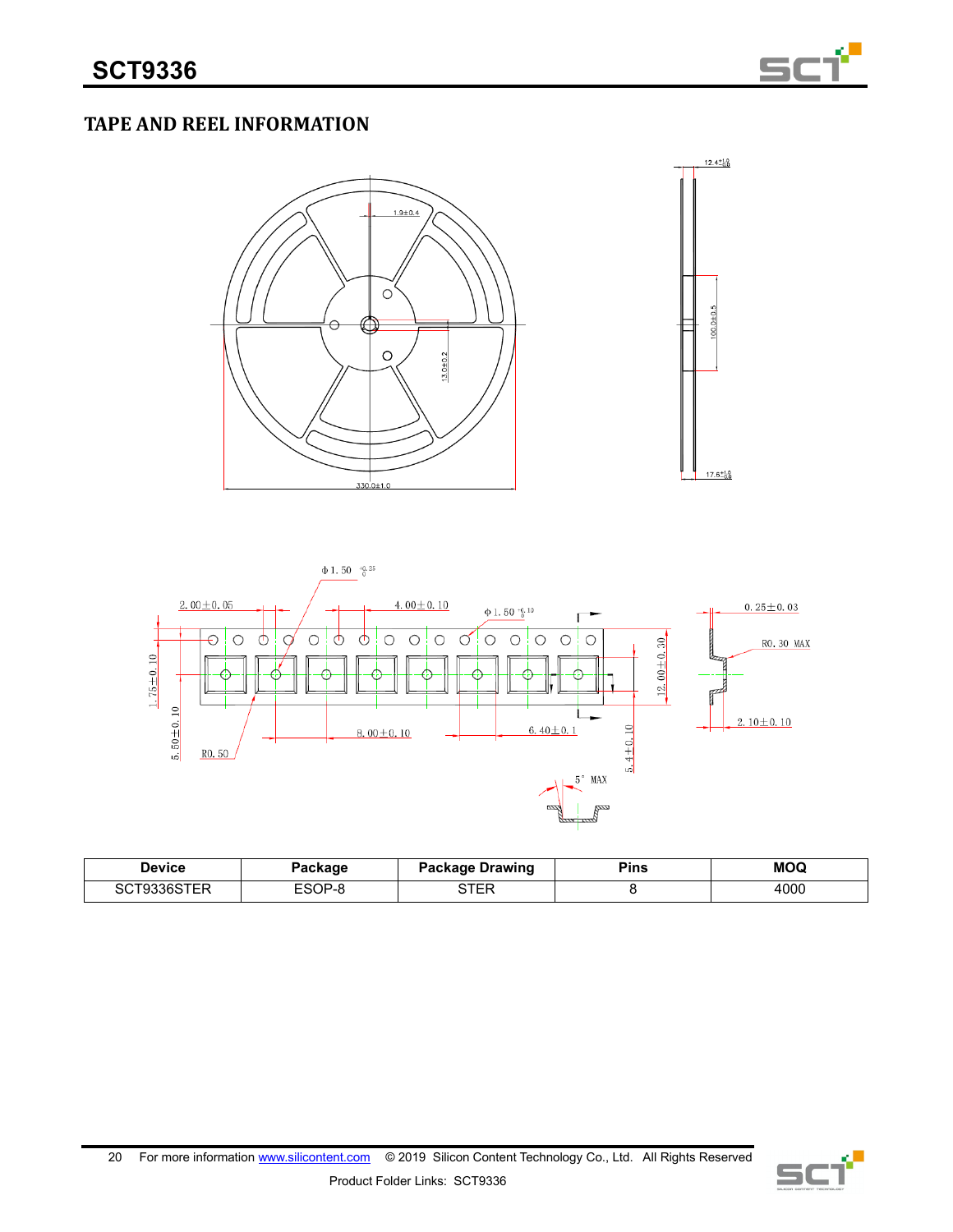## TAPE AND REEL INFORMATION

1.9±0.4

13.0±0.2

330.0±1.0

12.4 $^{+1.0}_{-0.0}$

100.0±0.5

17.6 $^{+1.0}_{-0.0}$

Φ1.50 $^{+0.25}_{0}$

2.00±0.05

4.00±0.10

Φ1.50 $^{+0.10}_{0}$

0.25±0.03

R0.30 MAX

1.75±0.10

12.00±0.30

5.50±0.10

R0.50

8.00±0.10

6.40±0.1

2.10±0.10

5.4±0.10

5° MAX

| Device | Package | Package Drawing | Pins | MOQ |
|---|---|---|---|---|
| SCT9336STER | ESOP-8 | STER | 8 | 4000 |